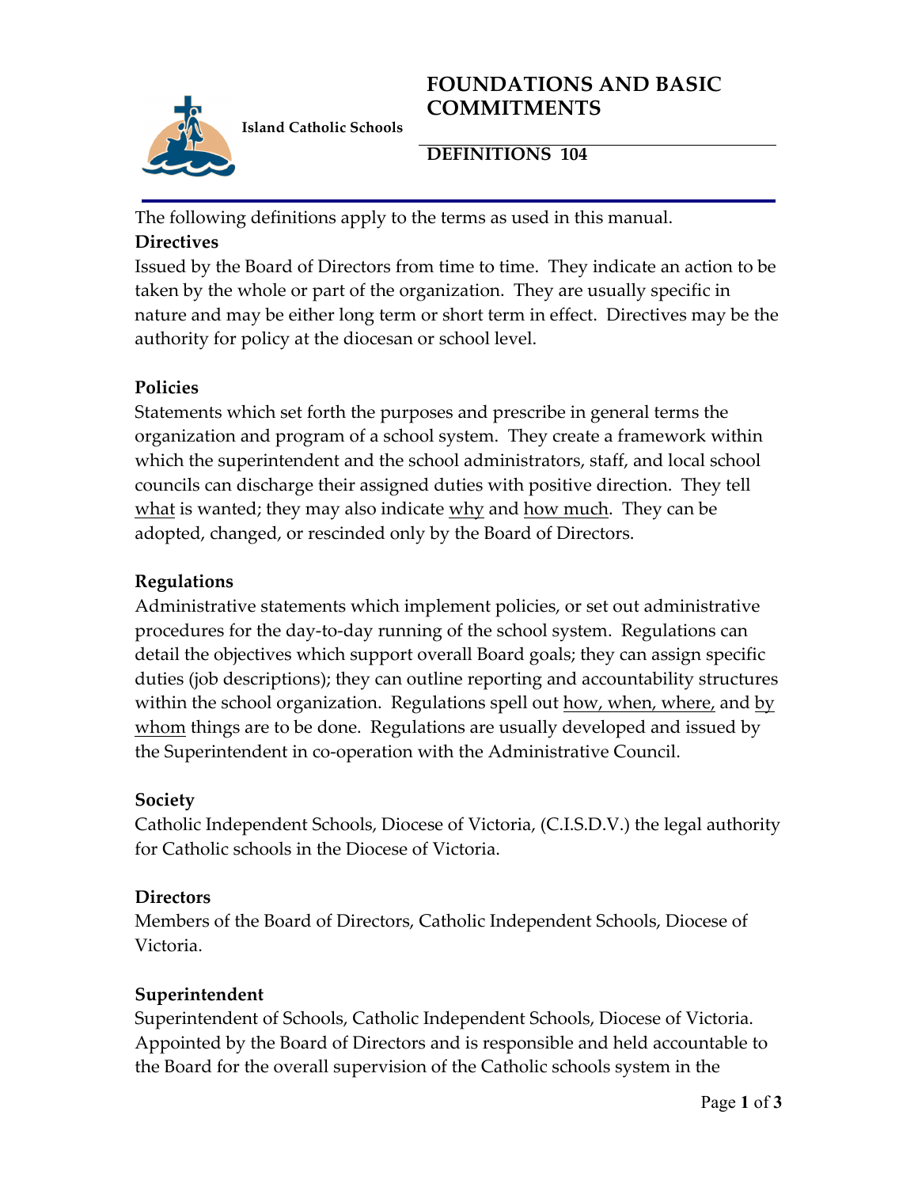Island Catholic Schools

# FOUNDATIONS AND BASIC COMMITMENTS

## DEFINITIONS 104

The following definitions apply to the terms as used in this manual.

**Directives**

Issued by the Board of Directors from time to time. They indicate an action to be taken by the whole or part of the organization. They are usually specific in nature and may be either long term or short term in effect. Directives may be the authority for policy at the diocesan or school level.

**Policies**

Statements which set forth the purposes and prescribe in general terms the organization and program of a school system. They create a framework within which the superintendent and the school administrators, staff, and local school councils can discharge their assigned duties with positive direction. They tell <u>what</u> is wanted; they may also indicate <u>why</u> and <u>how much</u>. They can be adopted, changed, or rescinded only by the Board of Directors.

**Regulations**

Administrative statements which implement policies, or set out administrative procedures for the day-to-day running of the school system. Regulations can detail the objectives which support overall Board goals; they can assign specific duties (job descriptions); they can outline reporting and accountability structures within the school organization. Regulations spell out <u>how, when, where,</u> and <u>by whom</u> things are to be done. Regulations are usually developed and issued by the Superintendent in co-operation with the Administrative Council.

**Society**

Catholic Independent Schools, Diocese of Victoria, (C.I.S.D.V.) the legal authority for Catholic schools in the Diocese of Victoria.

**Directors**

Members of the Board of Directors, Catholic Independent Schools, Diocese of Victoria.

**Superintendent**

Superintendent of Schools, Catholic Independent Schools, Diocese of Victoria. Appointed by the Board of Directors and is responsible and held accountable to the Board for the overall supervision of the Catholic schools system in the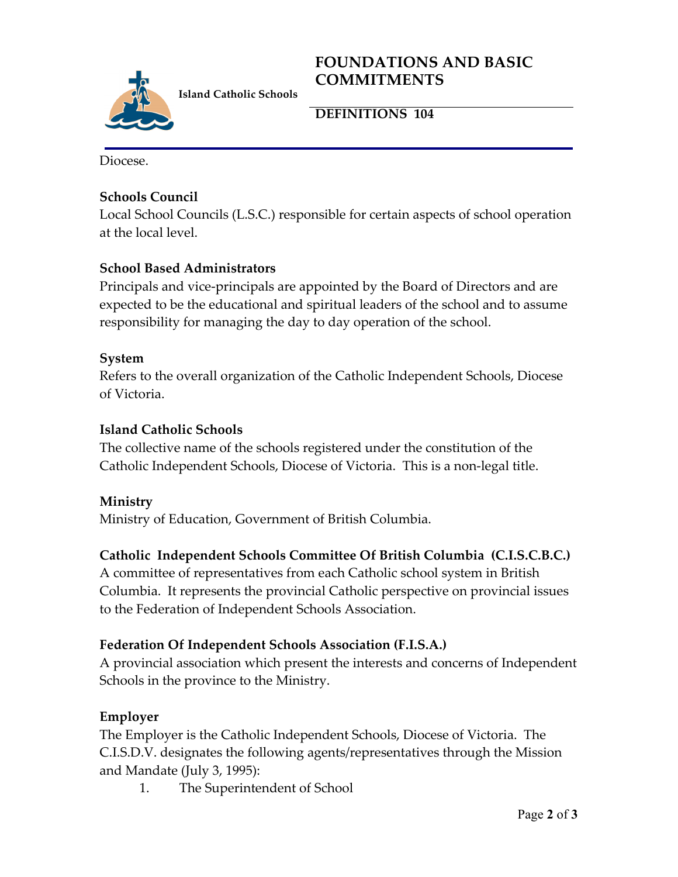Diocese.

**Schools Council**
Local School Councils (L.S.C.) responsible for certain aspects of school operation at the local level.

**School Based Administrators**
Principals and vice-principals are appointed by the Board of Directors and are expected to be the educational and spiritual leaders of the school and to assume responsibility for managing the day to day operation of the school.

**System**
Refers to the overall organization of the Catholic Independent Schools, Diocese of Victoria.

**Island Catholic Schools**
The collective name of the schools registered under the constitution of the Catholic Independent Schools, Diocese of Victoria. This is a non-legal title.

**Ministry**
Ministry of Education, Government of British Columbia.

**Catholic Independent Schools Committee Of British Columbia (C.I.S.C.B.C.)**
A committee of representatives from each Catholic school system in British Columbia. It represents the provincial Catholic perspective on provincial issues to the Federation of Independent Schools Association.

**Federation Of Independent Schools Association (F.I.S.A.)**
A provincial association which present the interests and concerns of Independent Schools in the province to the Ministry.

**Employer**
The Employer is the Catholic Independent Schools, Diocese of Victoria. The C.I.S.D.V. designates the following agents/representatives through the Mission and Mandate (July 3, 1995):

1. The Superintendent of School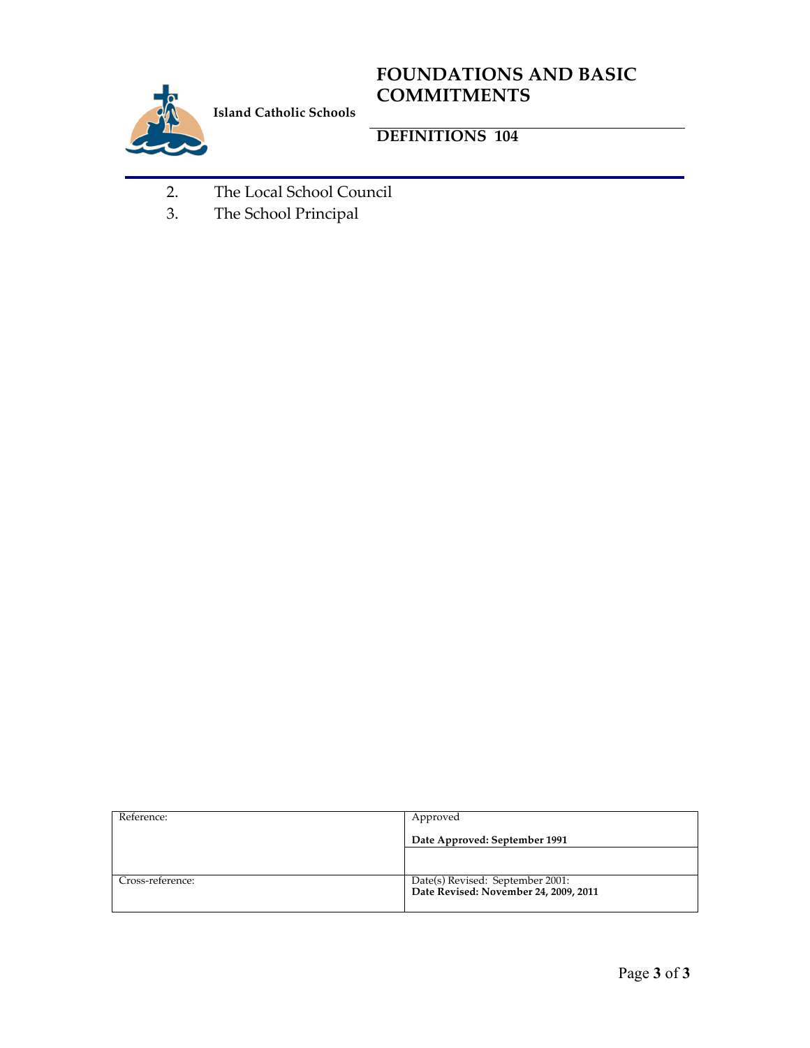2. The Local School Council
3. The School Principal

| Reference: | Approved<br><br>**Date Approved: September 1991** |
|---|---|
| | |
| Cross-reference: | Date(s) Revised: September 2001:<br>**Date Revised: November 24, 2009, 2011** |